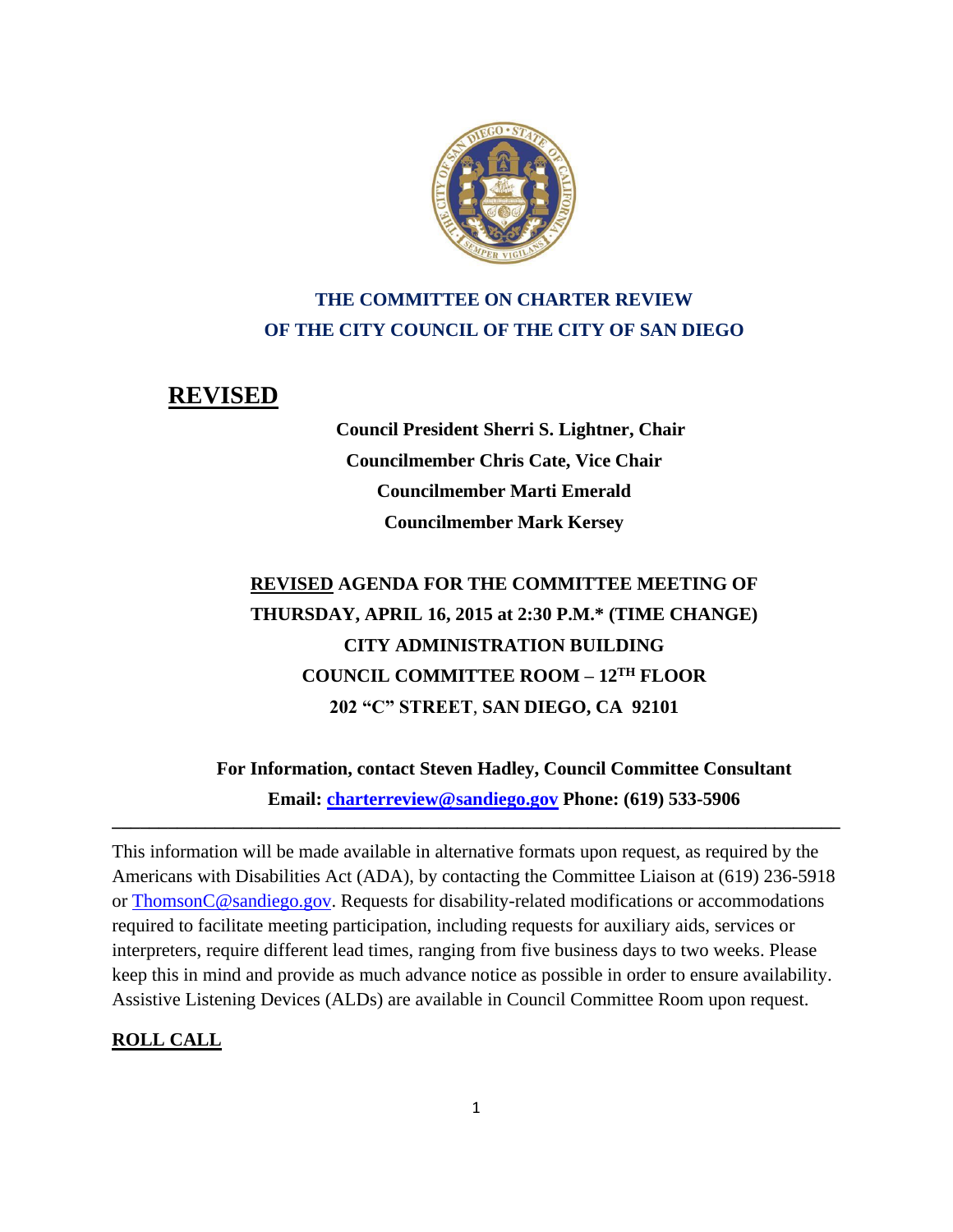**THE COMMITTEE ON CHARTER REVIEW**
**OF THE CITY COUNCIL OF THE CITY OF SAN DIEGO**

# REVISED

**Council President Sherri S. Lightner, Chair**
**Councilmember Chris Cate, Vice Chair**
**Councilmember Marti Emerald**
**Councilmember Mark Kersey**

**REVISED AGENDA FOR THE COMMITTEE MEETING OF**
**THURSDAY, APRIL 16, 2015 at 2:30 P.M.* (TIME CHANGE)**
**CITY ADMINISTRATION BUILDING**
**COUNCIL COMMITTEE ROOM – 12TH FLOOR**
**202 "C" STREET, SAN DIEGO, CA 92101**

**For Information, contact Steven Hadley, Council Committee Consultant**
**Email: charterreview@sandiego.gov Phone: (619) 533-5906**

---

This information will be made available in alternative formats upon request, as required by the Americans with Disabilities Act (ADA), by contacting the Committee Liaison at (619) 236-5918 or ThomsonC@sandiego.gov. Requests for disability-related modifications or accommodations required to facilitate meeting participation, including requests for auxiliary aids, services or interpreters, require different lead times, ranging from five business days to two weeks. Please keep this in mind and provide as much advance notice as possible in order to ensure availability. Assistive Listening Devices (ALDs) are available in Council Committee Room upon request.

## ROLL CALL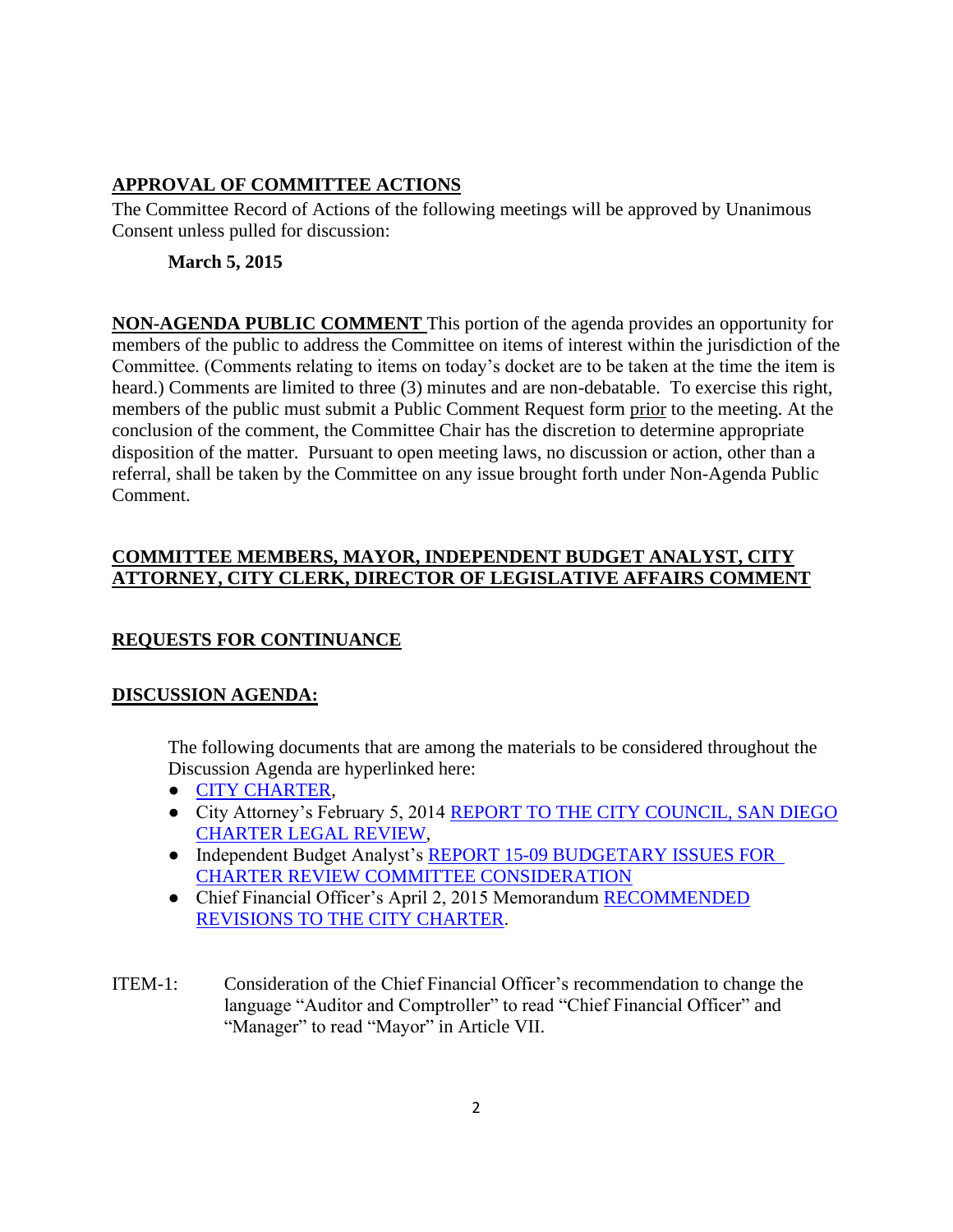**APPROVAL OF COMMITTEE ACTIONS**

The Committee Record of Actions of the following meetings will be approved by Unanimous Consent unless pulled for discussion:

**March 5, 2015**

**NON-AGENDA PUBLIC COMMENT** This portion of the agenda provides an opportunity for members of the public to address the Committee on items of interest within the jurisdiction of the Committee. (Comments relating to items on today's docket are to be taken at the time the item is heard.) Comments are limited to three (3) minutes and are non-debatable. To exercise this right, members of the public must submit a Public Comment Request form prior to the meeting. At the conclusion of the comment, the Committee Chair has the discretion to determine appropriate disposition of the matter. Pursuant to open meeting laws, no discussion or action, other than a referral, shall be taken by the Committee on any issue brought forth under Non-Agenda Public Comment.

**COMMITTEE MEMBERS, MAYOR, INDEPENDENT BUDGET ANALYST, CITY ATTORNEY, CITY CLERK, DIRECTOR OF LEGISLATIVE AFFAIRS COMMENT**

**REQUESTS FOR CONTINUANCE**

**DISCUSSION AGENDA:**

The following documents that are among the materials to be considered throughout the Discussion Agenda are hyperlinked here:

- CITY CHARTER,
- City Attorney's February 5, 2014 REPORT TO THE CITY COUNCIL, SAN DIEGO CHARTER LEGAL REVIEW,
- Independent Budget Analyst's REPORT 15-09 BUDGETARY ISSUES FOR CHARTER REVIEW COMMITTEE CONSIDERATION
- Chief Financial Officer's April 2, 2015 Memorandum RECOMMENDED REVISIONS TO THE CITY CHARTER.

ITEM-1: Consideration of the Chief Financial Officer's recommendation to change the language "Auditor and Comptroller" to read "Chief Financial Officer" and "Manager" to read "Mayor" in Article VII.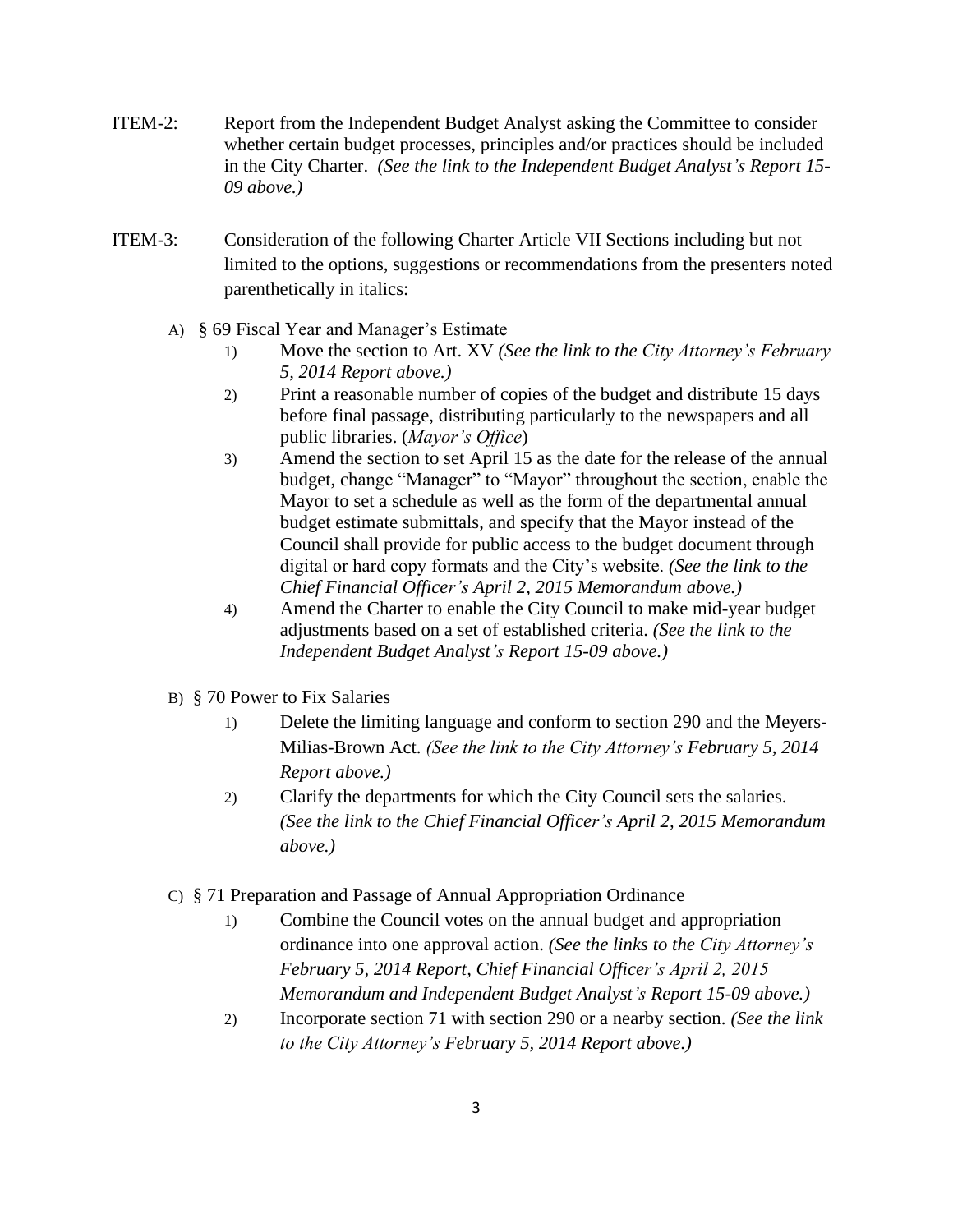ITEM-2: Report from the Independent Budget Analyst asking the Committee to consider whether certain budget processes, principles and/or practices should be included in the City Charter. *(See the link to the Independent Budget Analyst's Report 15-09 above.)*

ITEM-3: Consideration of the following Charter Article VII Sections including but not limited to the options, suggestions or recommendations from the presenters noted parenthetically in italics:

A) § 69 Fiscal Year and Manager's Estimate

1) Move the section to Art. XV *(See the link to the City Attorney's February 5, 2014 Report above.)*
2) Print a reasonable number of copies of the budget and distribute 15 days before final passage, distributing particularly to the newspapers and all public libraries. (*Mayor's Office*)
3) Amend the section to set April 15 as the date for the release of the annual budget, change "Manager" to "Mayor" throughout the section, enable the Mayor to set a schedule as well as the form of the departmental annual budget estimate submittals, and specify that the Mayor instead of the Council shall provide for public access to the budget document through digital or hard copy formats and the City's website. *(See the link to the Chief Financial Officer's April 2, 2015 Memorandum above.)*
4) Amend the Charter to enable the City Council to make mid-year budget adjustments based on a set of established criteria. *(See the link to the Independent Budget Analyst's Report 15-09 above.)*

B) § 70 Power to Fix Salaries

1) Delete the limiting language and conform to section 290 and the Meyers-Milias-Brown Act. *(See the link to the City Attorney's February 5, 2014 Report above.)*
2) Clarify the departments for which the City Council sets the salaries. *(See the link to the Chief Financial Officer's April 2, 2015 Memorandum above.)*

C) § 71 Preparation and Passage of Annual Appropriation Ordinance

1) Combine the Council votes on the annual budget and appropriation ordinance into one approval action. *(See the links to the City Attorney's February 5, 2014 Report, Chief Financial Officer's April 2, 2015 Memorandum and Independent Budget Analyst's Report 15-09 above.)*
2) Incorporate section 71 with section 290 or a nearby section. *(See the link to the City Attorney's February 5, 2014 Report above.)*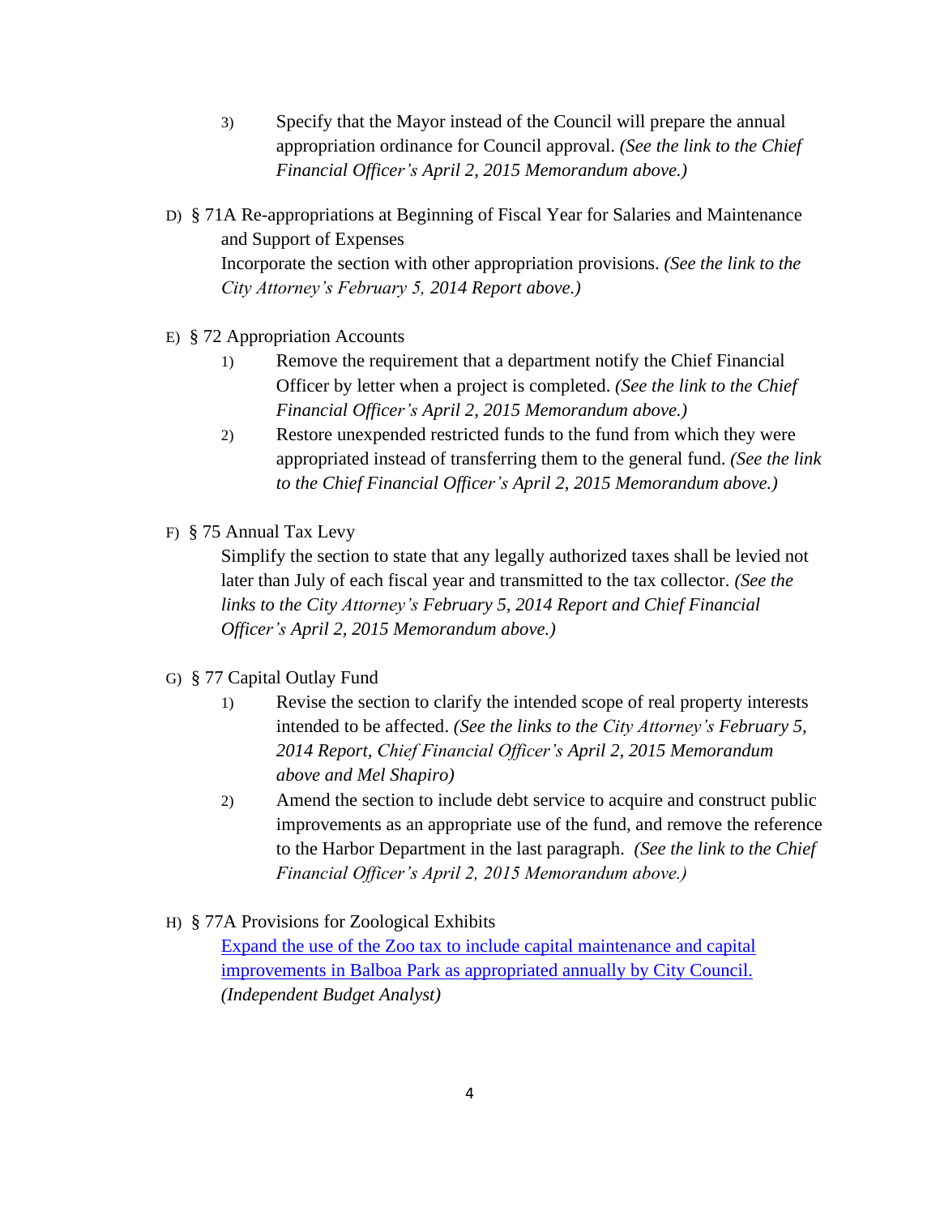3) Specify that the Mayor instead of the Council will prepare the annual appropriation ordinance for Council approval. *(See the link to the Chief Financial Officer's April 2, 2015 Memorandum above.)*

D) § 71A Re-appropriations at Beginning of Fiscal Year for Salaries and Maintenance and Support of Expenses

Incorporate the section with other appropriation provisions. *(See the link to the City Attorney's February 5, 2014 Report above.)*

E) § 72 Appropriation Accounts

1) Remove the requirement that a department notify the Chief Financial Officer by letter when a project is completed. *(See the link to the Chief Financial Officer's April 2, 2015 Memorandum above.)*

2) Restore unexpended restricted funds to the fund from which they were appropriated instead of transferring them to the general fund. *(See the link to the Chief Financial Officer's April 2, 2015 Memorandum above.)*

F) § 75 Annual Tax Levy

Simplify the section to state that any legally authorized taxes shall be levied not later than July of each fiscal year and transmitted to the tax collector. *(See the links to the City Attorney's February 5, 2014 Report and Chief Financial Officer's April 2, 2015 Memorandum above.)*

G) § 77 Capital Outlay Fund

1) Revise the section to clarify the intended scope of real property interests intended to be affected. *(See the links to the City Attorney's February 5, 2014 Report, Chief Financial Officer's April 2, 2015 Memorandum above and Mel Shapiro)*

2) Amend the section to include debt service to acquire and construct public improvements as an appropriate use of the fund, and remove the reference to the Harbor Department in the last paragraph. *(See the link to the Chief Financial Officer's April 2, 2015 Memorandum above.)*

H) § 77A Provisions for Zoological Exhibits

Expand the use of the Zoo tax to include capital maintenance and capital improvements in Balboa Park as appropriated annually by City Council. *(Independent Budget Analyst)*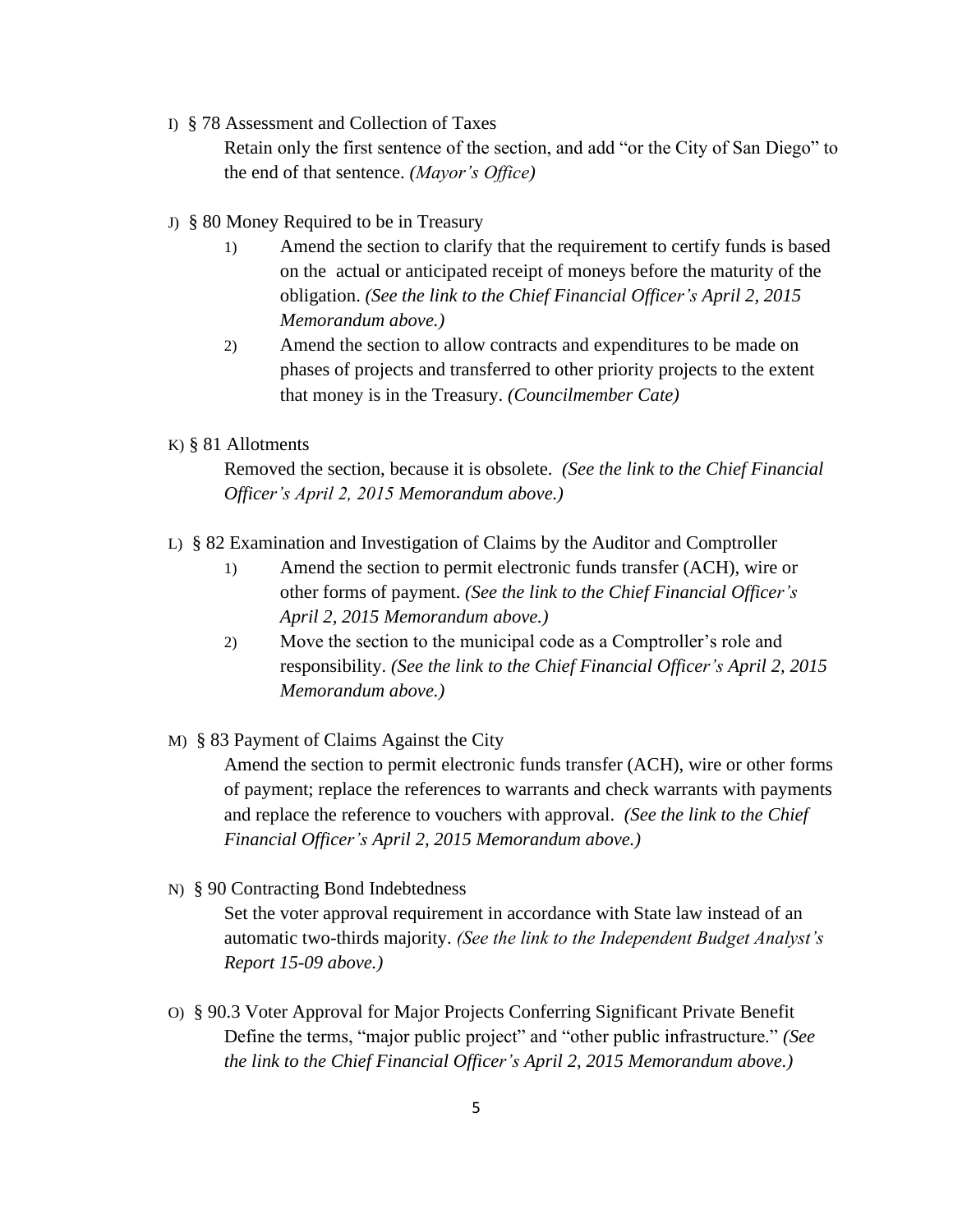I) § 78 Assessment and Collection of Taxes

Retain only the first sentence of the section, and add "or the City of San Diego" to the end of that sentence. *(Mayor's Office)*

J) § 80 Money Required to be in Treasury

1) Amend the section to clarify that the requirement to certify funds is based on the actual or anticipated receipt of moneys before the maturity of the obligation. *(See the link to the Chief Financial Officer's April 2, 2015 Memorandum above.)*
2) Amend the section to allow contracts and expenditures to be made on phases of projects and transferred to other priority projects to the extent that money is in the Treasury. *(Councilmember Cate)*

K) § 81 Allotments

Removed the section, because it is obsolete. *(See the link to the Chief Financial Officer's April 2, 2015 Memorandum above.)*

L) § 82 Examination and Investigation of Claims by the Auditor and Comptroller

1) Amend the section to permit electronic funds transfer (ACH), wire or other forms of payment. *(See the link to the Chief Financial Officer's April 2, 2015 Memorandum above.)*
2) Move the section to the municipal code as a Comptroller's role and responsibility. *(See the link to the Chief Financial Officer's April 2, 2015 Memorandum above.)*

M) § 83 Payment of Claims Against the City

Amend the section to permit electronic funds transfer (ACH), wire or other forms of payment; replace the references to warrants and check warrants with payments and replace the reference to vouchers with approval. *(See the link to the Chief Financial Officer's April 2, 2015 Memorandum above.)*

N) § 90 Contracting Bond Indebtedness

Set the voter approval requirement in accordance with State law instead of an automatic two-thirds majority. *(See the link to the Independent Budget Analyst's Report 15-09 above.)*

O) § 90.3 Voter Approval for Major Projects Conferring Significant Private Benefit

Define the terms, "major public project" and "other public infrastructure." *(See the link to the Chief Financial Officer's April 2, 2015 Memorandum above.)*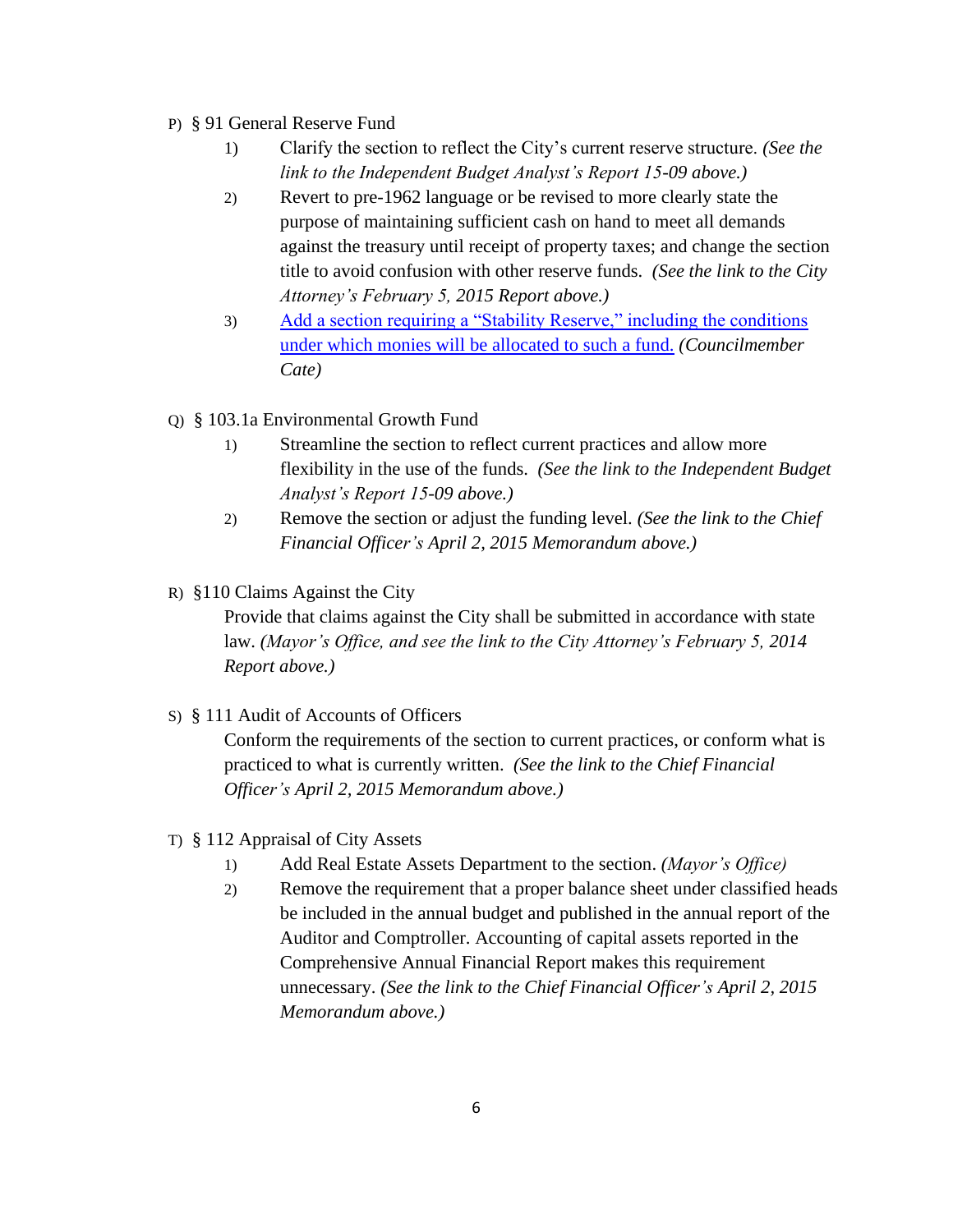P) § 91 General Reserve Fund

1) Clarify the section to reflect the City's current reserve structure. *(See the link to the Independent Budget Analyst's Report 15-09 above.)*

2) Revert to pre-1962 language or be revised to more clearly state the purpose of maintaining sufficient cash on hand to meet all demands against the treasury until receipt of property taxes; and change the section title to avoid confusion with other reserve funds. *(See the link to the City Attorney's February 5, 2015 Report above.)*

3) Add a section requiring a "Stability Reserve," including the conditions under which monies will be allocated to such a fund. *(Councilmember Cate)*

Q) § 103.1a Environmental Growth Fund

1) Streamline the section to reflect current practices and allow more flexibility in the use of the funds. *(See the link to the Independent Budget Analyst's Report 15-09 above.)*

2) Remove the section or adjust the funding level. *(See the link to the Chief Financial Officer's April 2, 2015 Memorandum above.)*

R) §110 Claims Against the City

Provide that claims against the City shall be submitted in accordance with state law. *(Mayor's Office, and see the link to the City Attorney's February 5, 2014 Report above.)*

S) § 111 Audit of Accounts of Officers

Conform the requirements of the section to current practices, or conform what is practiced to what is currently written. *(See the link to the Chief Financial Officer's April 2, 2015 Memorandum above.)*

T) § 112 Appraisal of City Assets

1) Add Real Estate Assets Department to the section. *(Mayor's Office)*

2) Remove the requirement that a proper balance sheet under classified heads be included in the annual budget and published in the annual report of the Auditor and Comptroller. Accounting of capital assets reported in the Comprehensive Annual Financial Report makes this requirement unnecessary. *(See the link to the Chief Financial Officer's April 2, 2015 Memorandum above.)*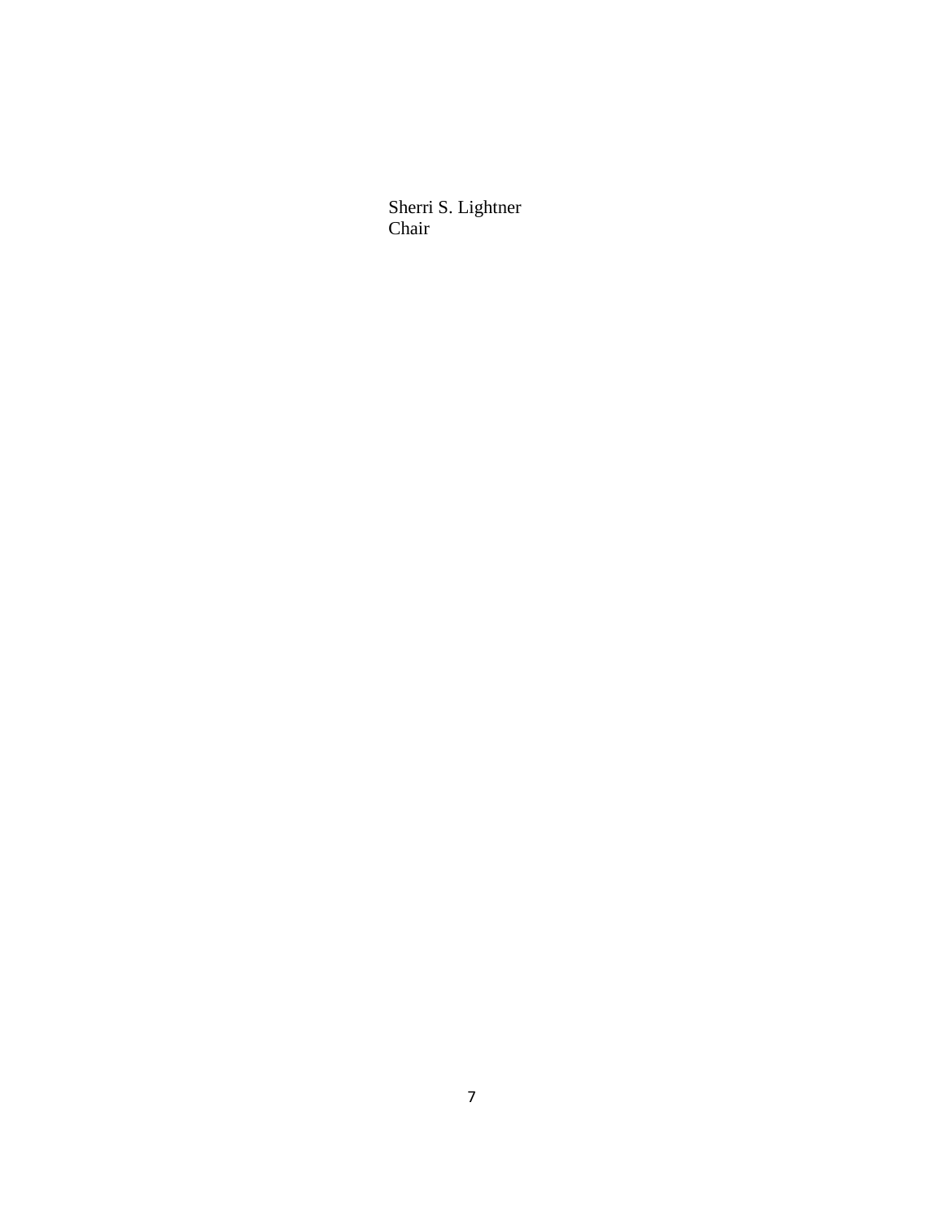Sherri S. Lightner
Chair